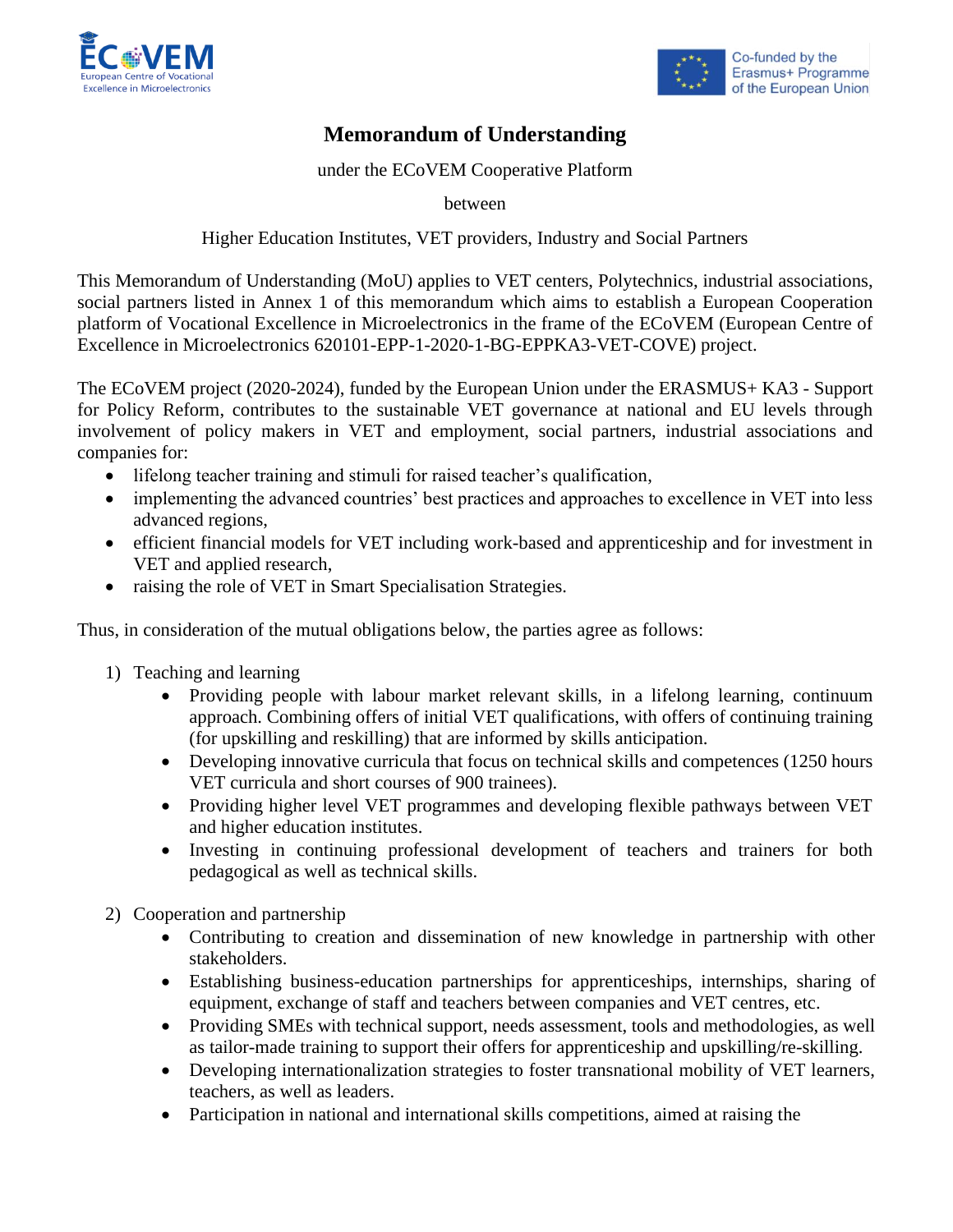# Memorandum of Understanding

under the ECoVEM Cooperative Platform

between

Higher Education Institutes, VET providers, Industry and Social Partners

This Memorandum of Understanding (MoU) applies to VET centers, Polytechnics, industrial associations, social partners listed in Annex 1 of this memorandum which aims to establish a European Cooperation platform of Vocational Excellence in Microelectronics in the frame of the ECoVEM (European Centre of Excellence in Microelectronics 620101-EPP-1-2020-1-BG-EPPKA3-VET-COVE) project.

The ECoVEM project (2020-2024), funded by the European Union under the ERASMUS+ KA3 - Support for Policy Reform, contributes to the sustainable VET governance at national and EU levels through involvement of policy makers in VET and employment, social partners, industrial associations and companies for:

- lifelong teacher training and stimuli for raised teacher's qualification,
- implementing the advanced countries' best practices and approaches to excellence in VET into less advanced regions,
- efficient financial models for VET including work-based and apprenticeship and for investment in VET and applied research,
- raising the role of VET in Smart Specialisation Strategies.

Thus, in consideration of the mutual obligations below, the parties agree as follows:

1) Teaching and learning
    - Providing people with labour market relevant skills, in a lifelong learning, continuum approach. Combining offers of initial VET qualifications, with offers of continuing training (for upskilling and reskilling) that are informed by skills anticipation.
    - Developing innovative curricula that focus on technical skills and competences (1250 hours VET curricula and short courses of 900 trainees).
    - Providing higher level VET programmes and developing flexible pathways between VET and higher education institutes.
    - Investing in continuing professional development of teachers and trainers for both pedagogical as well as technical skills.

2) Cooperation and partnership
    - Contributing to creation and dissemination of new knowledge in partnership with other stakeholders.
    - Establishing business-education partnerships for apprenticeships, internships, sharing of equipment, exchange of staff and teachers between companies and VET centres, etc.
    - Providing SMEs with technical support, needs assessment, tools and methodologies, as well as tailor-made training to support their offers for apprenticeship and upskilling/re-skilling.
    - Developing internationalization strategies to foster transnational mobility of VET learners, teachers, as well as leaders.
    - Participation in national and international skills competitions, aimed at raising the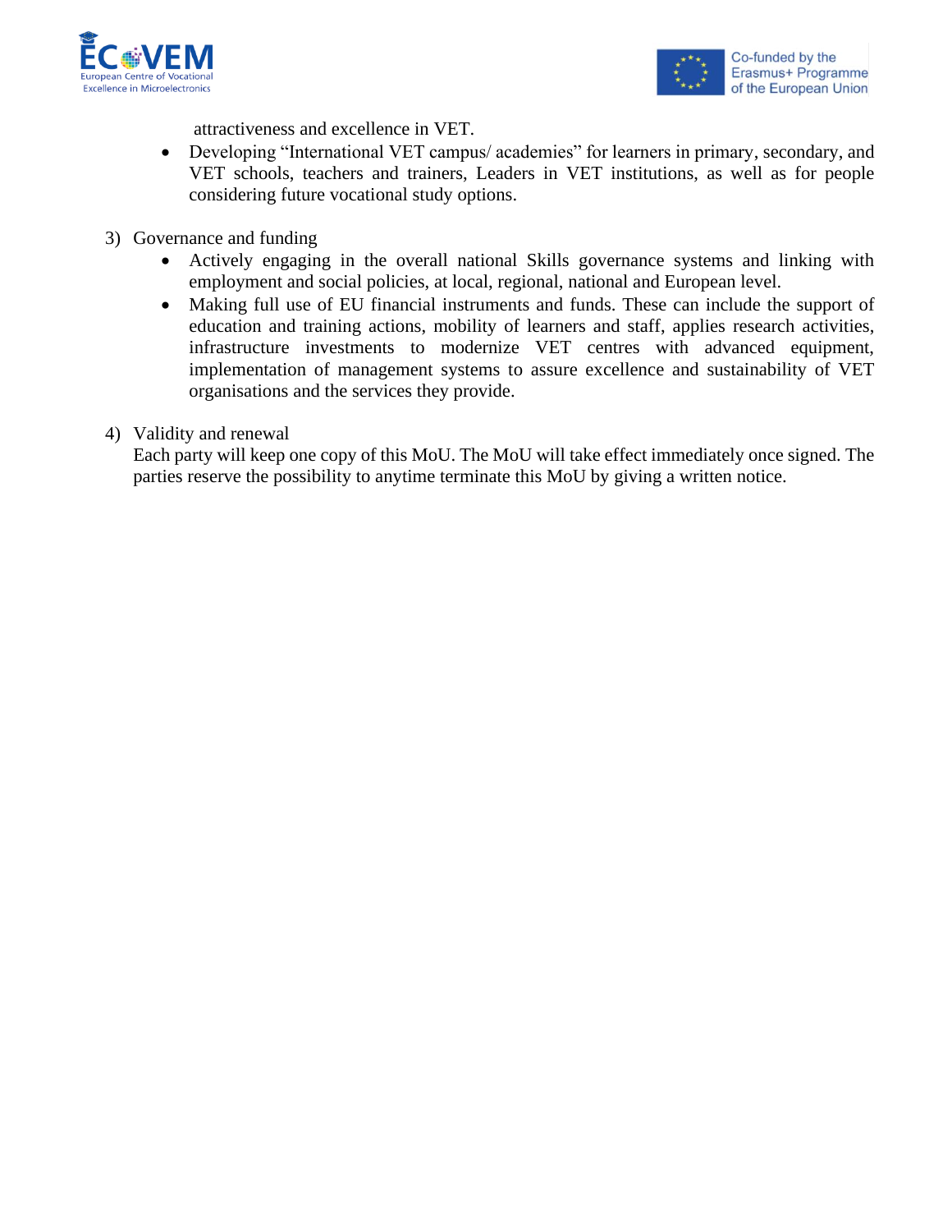attractiveness and excellence in VET.

- Developing "International VET campus/ academies" for learners in primary, secondary, and VET schools, teachers and trainers, Leaders in VET institutions, as well as for people considering future vocational study options.

3) Governance and funding
   - Actively engaging in the overall national Skills governance systems and linking with employment and social policies, at local, regional, national and European level.
   - Making full use of EU financial instruments and funds. These can include the support of education and training actions, mobility of learners and staff, applies research activities, infrastructure investments to modernize VET centres with advanced equipment, implementation of management systems to assure excellence and sustainability of VET organisations and the services they provide.

4) Validity and renewal

   Each party will keep one copy of this MoU. The MoU will take effect immediately once signed. The parties reserve the possibility to anytime terminate this MoU by giving a written notice.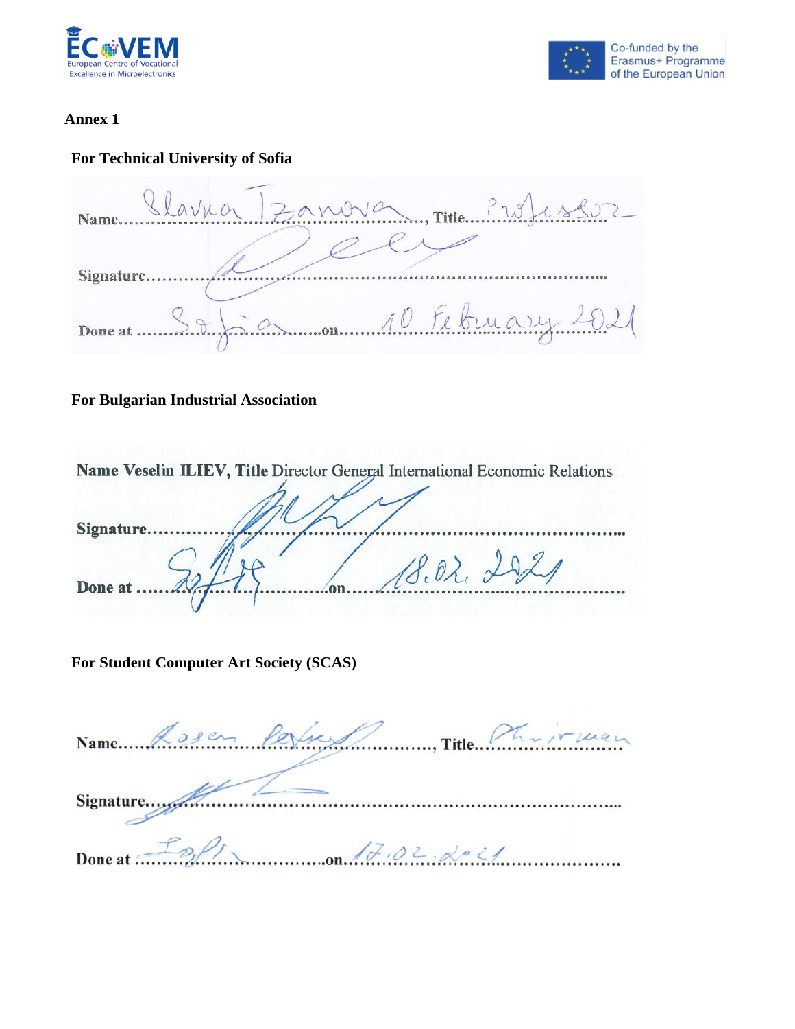**Annex 1**

**For Technical University of Sofia**

Name......Slavka Tzanova......, Title......Professor......

Signature..........................................................................

Done at ......Sofia......on......10 February 2021......

**For Bulgarian Industrial Association**

**Name** Veselin **ILIEV, Title** Director General International Economic Relations

**Signature**..........................................................................

**Done at** ......Sofia......on......18.02.2021......

**For Student Computer Art Society (SCAS)**

Name......Rosen Petkov......, Title......Chairman......

Signature..........................................................................

Done at ......Sofia......on......17.02.2021......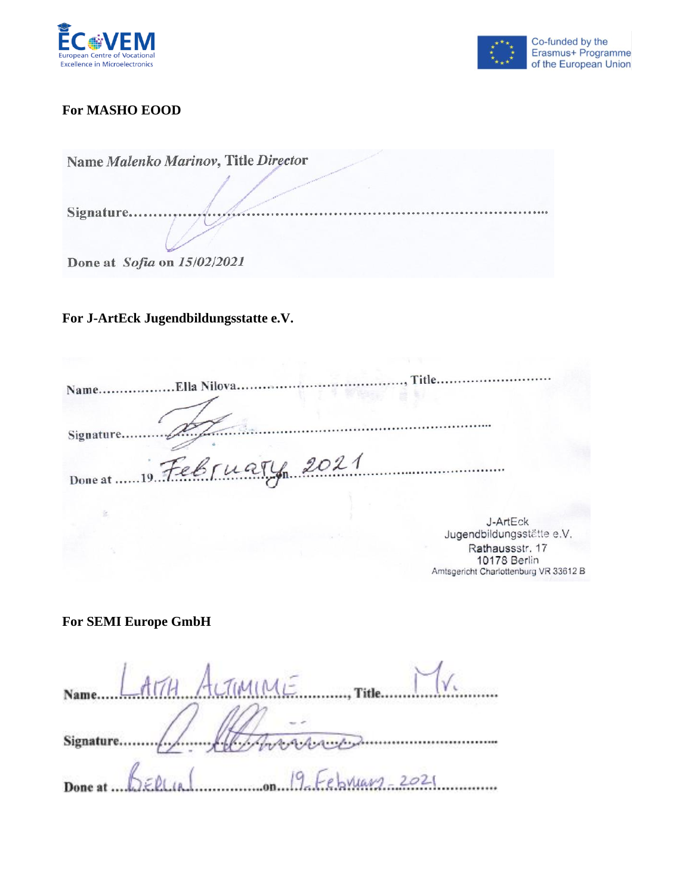**For MASHO EOOD**

Name *Malenko Marinov*, Title *Director*

Signature…………………………………………………………………………

Done at *Sofia* on *15/02/2021*

**For J-ArtEck Jugendbildungsstatte e.V.**

Name………………Ella Nilova……………………………………, Title………………………

Signature…………………………………………………………………………

Done at ……19 February 2021 on…………………………………

J-ArtEck
Jugendbildungsstätte e.V.
Rathausstr. 17
10178 Berlin
Amtsgericht Charlottenburg VR 33612 B

**For SEMI Europe GmbH**

Name…LAITH ALTIMIME…………, Title…Mr.…………………

Signature…………………………………………………………………………

Done at …BERLIN……………on…19 February 2021……………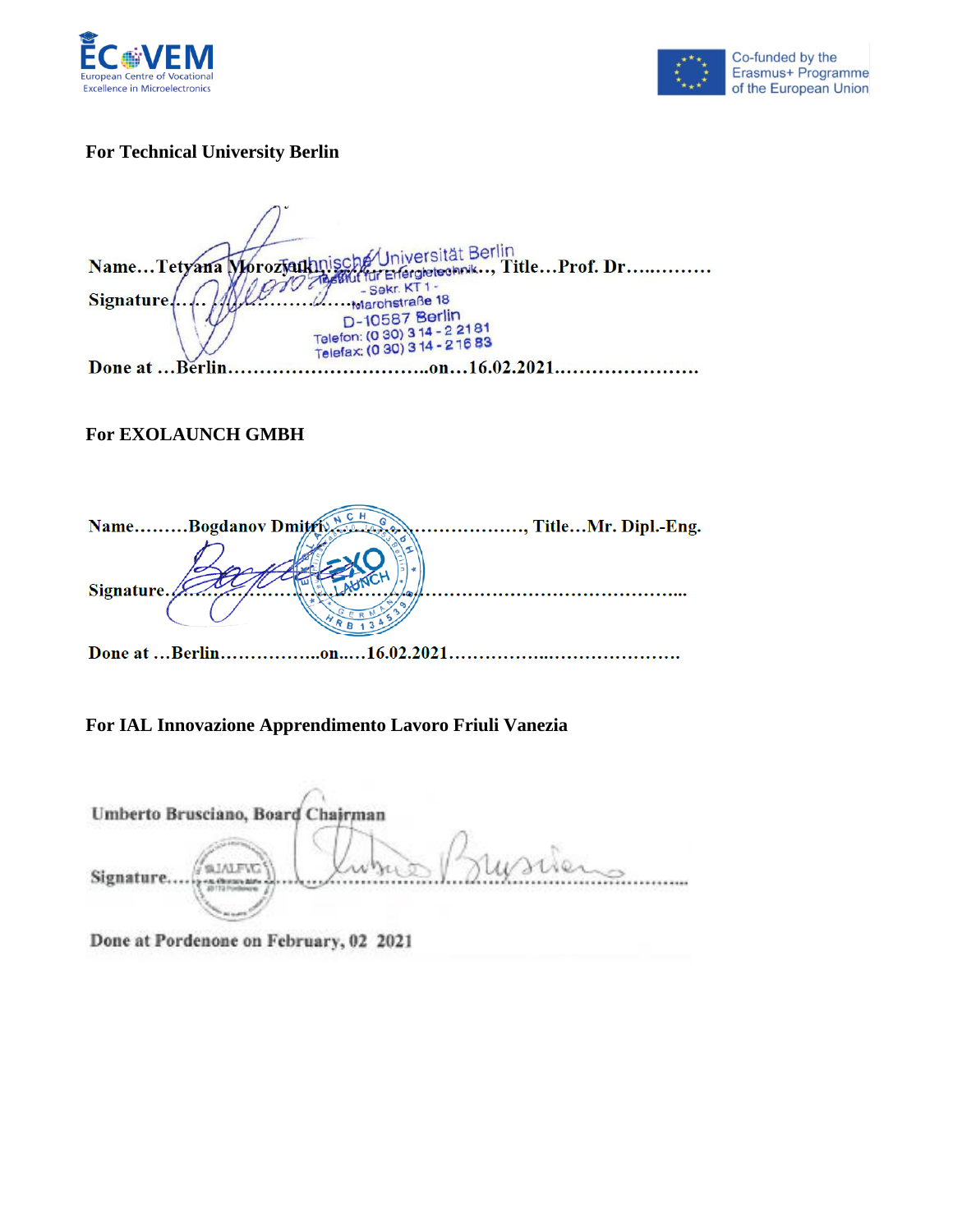**For Technical University Berlin**

Name…Tetyana Morozyuk……………………., Title…Prof. Dr….……….

Signature……………………………………

Done at …Berlin…………………………..on…16.02.2021………………….

**For EXOLAUNCH GMBH**

Name………Bogdanov Dmitri…………………………., Title…Mr. Dipl.-Eng.

Signature……………………………………………………………………...

Done at …Berlin……………..on..…16.02.2021……………..………………….

**For IAL Innovazione Apprendimento Lavoro Friuli Vanezia**

Umberto Brusciano, Board Chairman

Signature……………………………………………………………………

Done at Pordenone on February, 02 2021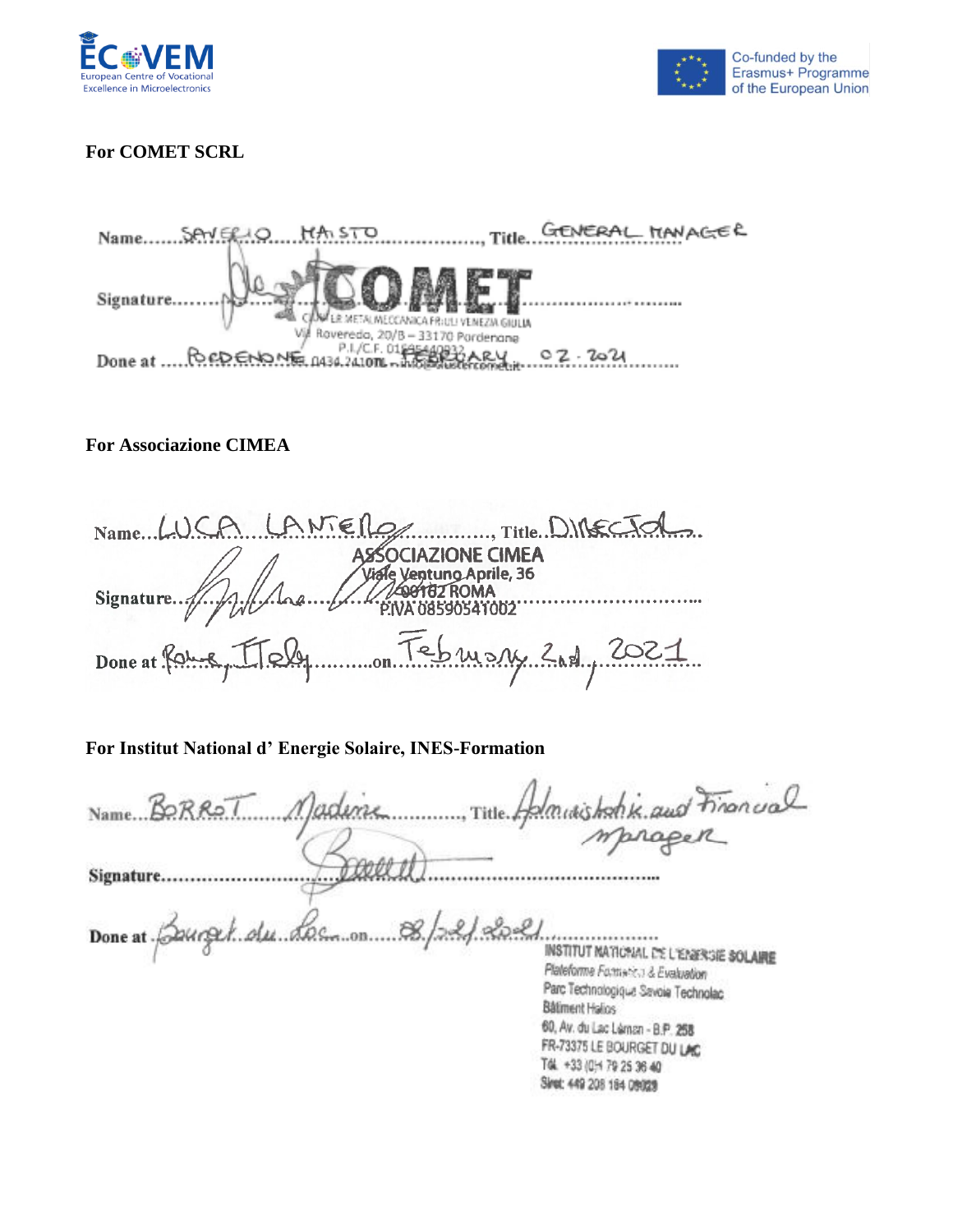**For COMET SCRL**

Name......SAVERIO MAISTO................, Title...GENERAL MANAGER

Signature.......................................................................

Done at ....PORDENONE...FEBRUARY 02 - 2021..........

COMET
LR METALMECCANICA FRIULI VENEZIA GIULIA
Via Roveredo, 20/B – 33170 Pordenone
P.I./C.F. 01...
0434.241...

**For Associazione CIMEA**

Name...LUCA LANTERO................, Title...DIRECTOR...

Signature.......................................................................

Done at Rome, Italy..........on.....February 2nd, 2021..........

ASSOCIAZIONE CIMEA
Viale Ventuno Aprile, 36
00162 ROMA
P.IVA 08590541002

**For Institut National d' Energie Solaire, INES-Formation**

Name...BORROT Nadine............, Title...Administrative and Financial manager

Signature.......................................................................

Done at ...Bourget du Lac...on.....08/02/2021...................

INSTITUT NATIONAL DE L'ENERGIE SOLAIRE
Plateforme Formation & Evaluation
Parc Technologique Savoie Technolac
Bâtiment Helios
60, Av. du Lac Léman - B.P. 258
FR-73375 LE BOURGET DU LAC
Tél. +33 (0)4 79 25 36 40
Siret: 449 208 184 00028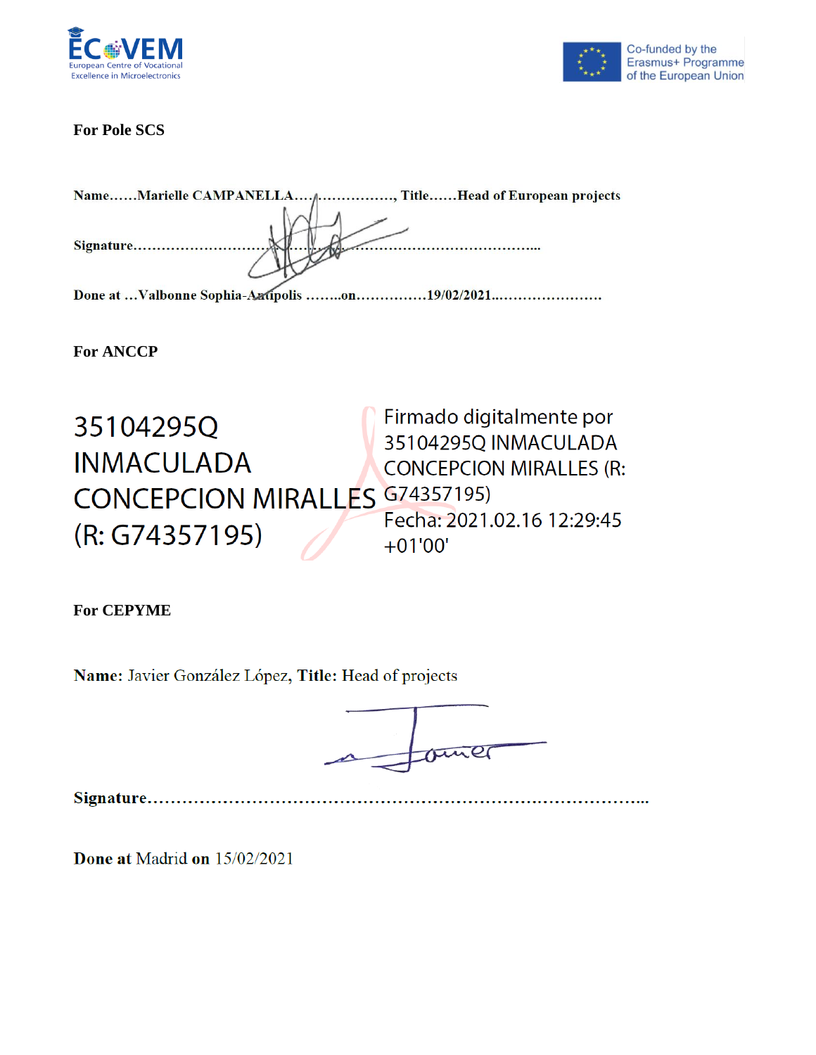**For Pole SCS**

**Name……Marielle CAMPANELLA……………….., Title……Head of European projects**

**Signature…………………………………………………………………………….…**

**Done at …Valbonne Sophia-Antipolis ……..on……………19/02/2021..……………………**

**For ANCCP**

35104295Q INMACULADA CONCEPCION MIRALLES (R: G74357195)

Firmado digitalmente por 35104295Q INMACULADA CONCEPCION MIRALLES (R: G74357195)
Fecha: 2021.02.16 12:29:45 +01'00'

**For CEPYME**

**Name:** Javier González López, **Title:** Head of projects

**Signature…………………………………………………………………………..**

**Done at** Madrid **on** 15/02/2021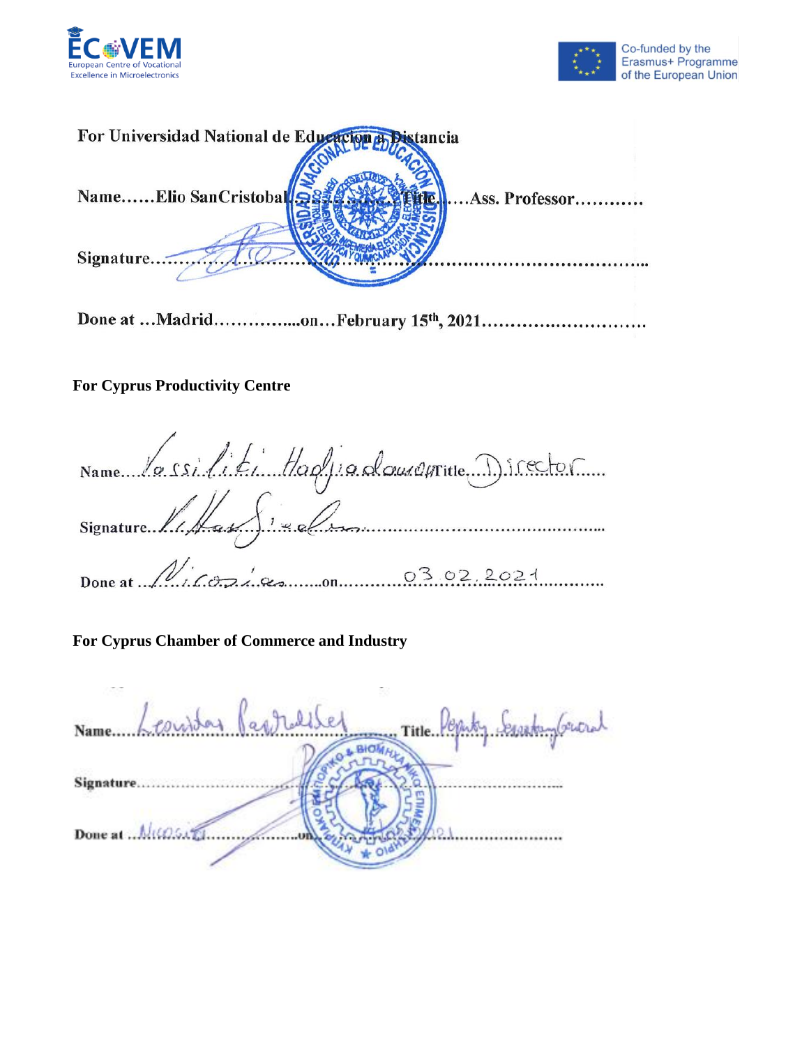**For Universidad National de Educacion a Distancia**

Name……Elio SanCristobal…………Title……Ass. Professor…………

Signature………………………………………………………………………………

Done at …Madrid…………....on…February 15th, 2021…………………………

**For Cyprus Productivity Centre**

Name…Vassiliki Hadjiadamou…Title…Director……

Signature…………………………………………………

Done at …Nicosia……on……03.02.2021…………

**For Cyprus Chamber of Commerce and Industry**

Name…Leonidas Paschalides……… Title…Deputy Secretary General

Signature……………………………………………………

Done at …Nicosia…………………on……………………………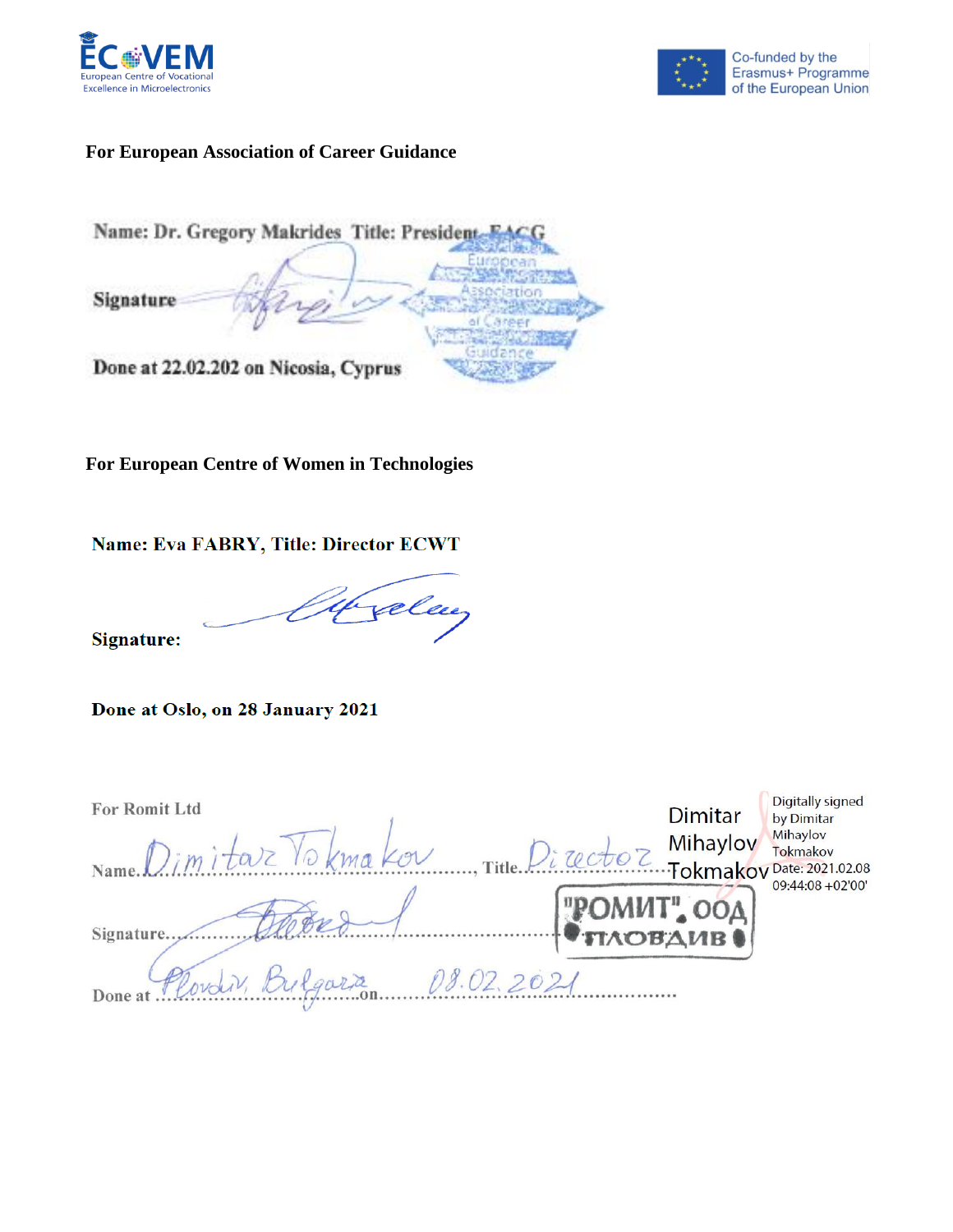**For European Association of Career Guidance**

**Name: Dr. Gregory Makrides Title: President EACG**

**Signature**

**Done at 22.02.202 on Nicosia, Cyprus**

**For European Centre of Women in Technologies**

**Name: Eva FABRY, Title: Director ECWT**

**Signature:**

**Done at Oslo, on 28 January 2021**

For Romit Ltd

Name. Dimitar Tokmakov ........, Title. Director

Dimitar Mihaylov Tokmakov

Digitally signed by Dimitar Mihaylov Tokmakov Date: 2021.02.08 09:44:08 +02'00'

"РОМИТ" ООД ПЛОВДИВ

Signature........................................................

Done at Plovdiv, Bulgaria.......on.......08.02.2021......................